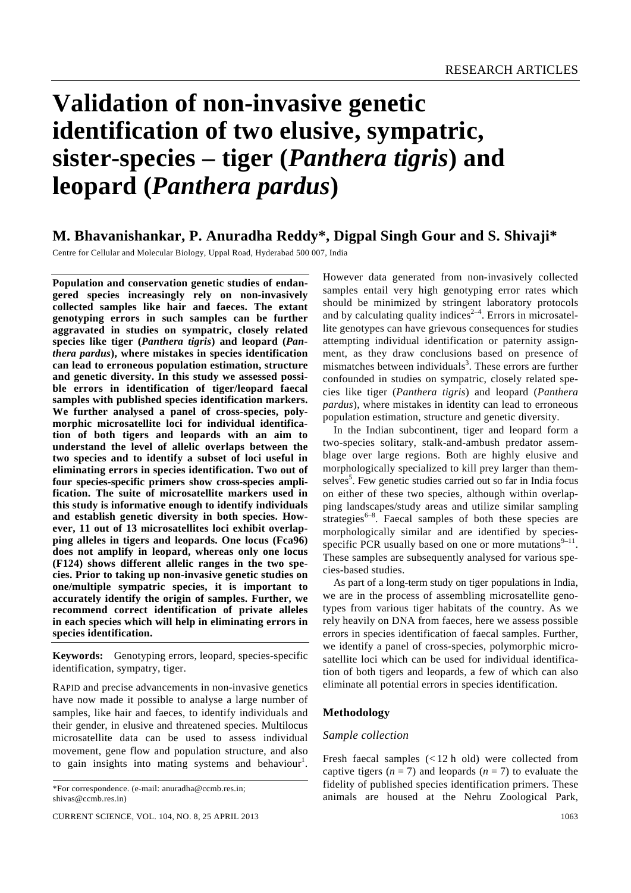# Validation of non-invasive genetic identification of two elusive, sympatric, sister-species – tiger (*Panthera tigris*) and leopard (*Panthera pardus*)

## M. Bhavanishankar, P. Anuradha Reddy*, Digpal Singh Gour and S. Shivaji*

Centre for Cellular and Molecular Biology, Uppal Road, Hyderabad 500 007, India

**Population and conservation genetic studies of endangered species increasingly rely on non-invasively collected samples like hair and faeces. The extant genotyping errors in such samples can be further aggravated in studies on sympatric, closely related species like tiger (*Panthera tigris*) and leopard (*Panthera pardus*), where mistakes in species identification can lead to erroneous population estimation, structure and genetic diversity. In this study we assessed possible errors in identification of tiger/leopard faecal samples with published species identification markers. We further analysed a panel of cross-species, polymorphic microsatellite loci for individual identification of both tigers and leopards with an aim to understand the level of allelic overlaps between the two species and to identify a subset of loci useful in eliminating errors in species identification. Two out of four species-specific primers show cross-species amplification. The suite of microsatellite markers used in this study is informative enough to identify individuals and establish genetic diversity in both species. However, 11 out of 13 microsatellites loci exhibit overlapping alleles in tigers and leopards. One locus (Fca96) does not amplify in leopard, whereas only one locus (F124) shows different allelic ranges in the two species. Prior to taking up non-invasive genetic studies on one/multiple sympatric species, it is important to accurately identify the origin of samples. Further, we recommend correct identification of private alleles in each species which will help in eliminating errors in species identification.**

**Keywords:** Genotyping errors, leopard, species-specific identification, sympatry, tiger.

RAPID and precise advancements in non-invasive genetics have now made it possible to analyse a large number of samples, like hair and faeces, to identify individuals and their gender, in elusive and threatened species. Multilocus microsatellite data can be used to assess individual movement, gene flow and population structure, and also to gain insights into mating systems and behaviour[1]. However data generated from non-invasively collected samples entail very high genotyping error rates which should be minimized by stringent laboratory protocols and by calculating quality indices[2–4]. Errors in microsatellite genotypes can have grievous consequences for studies attempting individual identification or paternity assignment, as they draw conclusions based on presence of mismatches between individuals[3]. These errors are further confounded in studies on sympatric, closely related species like tiger (*Panthera tigris*) and leopard (*Panthera pardus*), where mistakes in identity can lead to erroneous population estimation, structure and genetic diversity.

In the Indian subcontinent, tiger and leopard form a two-species solitary, stalk-and-ambush predator assemblage over large regions. Both are highly elusive and morphologically specialized to kill prey larger than themselves[5]. Few genetic studies carried out so far in India focus on either of these two species, although within overlapping landscapes/study areas and utilize similar sampling strategies[6–8]. Faecal samples of both these species are morphologically similar and are identified by species-specific PCR usually based on one or more mutations[9–11]. These samples are subsequently analysed for various species-based studies.

As part of a long-term study on tiger populations in India, we are in the process of assembling microsatellite genotypes from various tiger habitats of the country. As we rely heavily on DNA from faeces, here we assess possible errors in species identification of faecal samples. Further, we identify a panel of cross-species, polymorphic microsatellite loci which can be used for individual identification of both tigers and leopards, a few of which can also eliminate all potential errors in species identification.

### Methodology

#### *Sample collection*

Fresh faecal samples (< 12 h old) were collected from captive tigers ($n = 7$) and leopards ($n = 7$) to evaluate the fidelity of published species identification primers. These animals are housed at the Nehru Zoological Park,

*For correspondence. (e-mail: anuradha@ccmb.res.in; shivas@ccmb.res.in)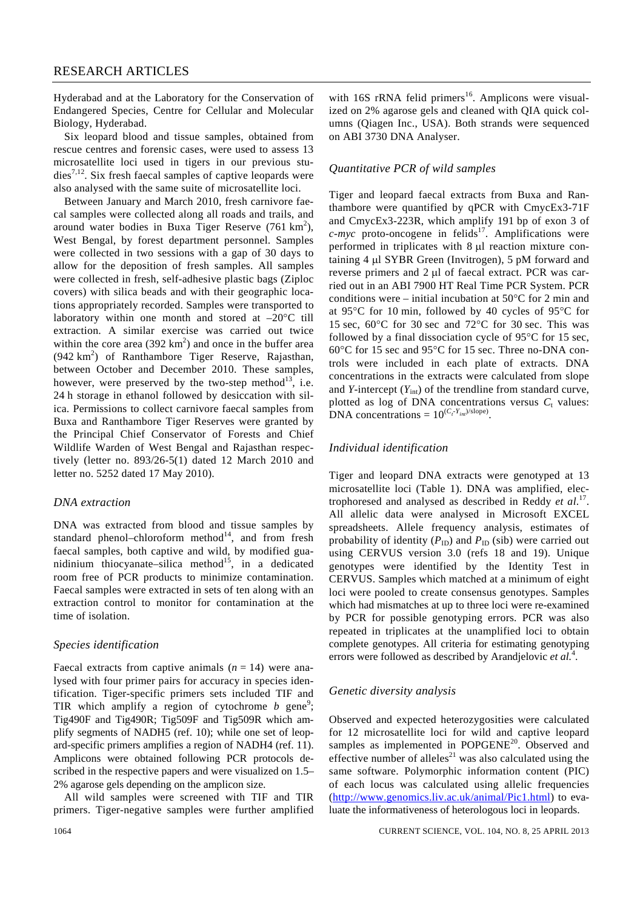Hyderabad and at the Laboratory for the Conservation of Endangered Species, Centre for Cellular and Molecular Biology, Hyderabad.

Six leopard blood and tissue samples, obtained from rescue centres and forensic cases, were used to assess 13 microsatellite loci used in tigers in our previous studies[7,12]. Six fresh faecal samples of captive leopards were also analysed with the same suite of microsatellite loci.

Between January and March 2010, fresh carnivore faecal samples were collected along all roads and trails, and around water bodies in Buxa Tiger Reserve (761 $km^2$), West Bengal, by forest department personnel. Samples were collected in two sessions with a gap of 30 days to allow for the deposition of fresh samples. All samples were collected in fresh, self-adhesive plastic bags (Ziploc covers) with silica beads and with their geographic locations appropriately recorded. Samples were transported to laboratory within one month and stored at –20°C till extraction. A similar exercise was carried out twice within the core area (392 $km^2$) and once in the buffer area (942 $km^2$) of Ranthambore Tiger Reserve, Rajasthan, between October and December 2010. These samples, however, were preserved by the two-step method[13], i.e. 24 h storage in ethanol followed by desiccation with silica. Permissions to collect carnivore faecal samples from Buxa and Ranthambore Tiger Reserves were granted by the Principal Chief Conservator of Forests and Chief Wildlife Warden of West Bengal and Rajasthan respectively (letter no. 893/26-5(1) dated 12 March 2010 and letter no. 5252 dated 17 May 2010).

### *DNA extraction*

DNA was extracted from blood and tissue samples by standard phenol–chloroform method[14], and from fresh faecal samples, both captive and wild, by modified guanidinium thiocyanate–silica method[15], in a dedicated room free of PCR products to minimize contamination. Faecal samples were extracted in sets of ten along with an extraction control to monitor for contamination at the time of isolation.

### *Species identification*

Faecal extracts from captive animals ($n = 14$) were analysed with four primer pairs for accuracy in species identification. Tiger-specific primers sets included TIF and TIR which amplify a region of cytochrome *b* gene[9]; Tig490F and Tig490R; Tig509F and Tig509R which amplify segments of NADH5 (ref. 10); while one set of leopard-specific primers amplifies a region of NADH4 (ref. 11). Amplicons were obtained following PCR protocols described in the respective papers and were visualized on 1.5–2% agarose gels depending on the amplicon size.

All wild samples were screened with TIF and TIR primers. Tiger-negative samples were further amplified with 16S rRNA felid primers[16]. Amplicons were visualized on 2% agarose gels and cleaned with QIA quick columns (Qiagen Inc., USA). Both strands were sequenced on ABI 3730 DNA Analyser.

### *Quantitative PCR of wild samples*

Tiger and leopard faecal extracts from Buxa and Ranthambore were quantified by qPCR with CmycEx3-71F and CmycEx3-223R, which amplify 191 bp of exon 3 of *c-myc* proto-oncogene in felids[17]. Amplifications were performed in triplicates with 8 µl reaction mixture containing 4 µl SYBR Green (Invitrogen), 5 pM forward and reverse primers and 2 µl of faecal extract. PCR was carried out in an ABI 7900 HT Real Time PCR System. PCR conditions were – initial incubation at 50°C for 2 min and at 95°C for 10 min, followed by 40 cycles of 95°C for 15 sec, 60°C for 30 sec and 72°C for 30 sec. This was followed by a final dissociation cycle of 95°C for 15 sec, 60°C for 15 sec and 95°C for 15 sec. Three no-DNA controls were included in each plate of extracts. DNA concentrations in the extracts were calculated from slope and *Y*-intercept ($Y_{int}$) of the trendline from standard curve, plotted as log of DNA concentrations versus $C_t$ values: DNA concentrations = $10^{(C_t - Y_{int})/\text{slope})}$.

### *Individual identification*

Tiger and leopard DNA extracts were genotyped at 13 microsatellite loci (Table 1). DNA was amplified, electrophoresed and analysed as described in Reddy *et al.*[17]. All allelic data were analysed in Microsoft EXCEL spreadsheets. Allele frequency analysis, estimates of probability of identity ($P_{ID}$) and $P_{ID}$ (sib) were carried out using CERVUS version 3.0 (refs 18 and 19). Unique genotypes were identified by the Identity Test in CERVUS. Samples which matched at a minimum of eight loci were pooled to create consensus genotypes. Samples which had mismatches at up to three loci were re-examined by PCR for possible genotyping errors. PCR was also repeated in triplicates at the unamplified loci to obtain complete genotypes. All criteria for estimating genotyping errors were followed as described by Arandjelovic *et al.*[4].

### *Genetic diversity analysis*

Observed and expected heterozygosities were calculated for 12 microsatellite loci for wild and captive leopard samples as implemented in POPGENE[20]. Observed and effective number of alleles[21] was also calculated using the same software. Polymorphic information content (PIC) of each locus was calculated using allelic frequencies (http://www.genomics.liv.ac.uk/animal/Pic1.html) to evaluate the informativeness of heterologous loci in leopards.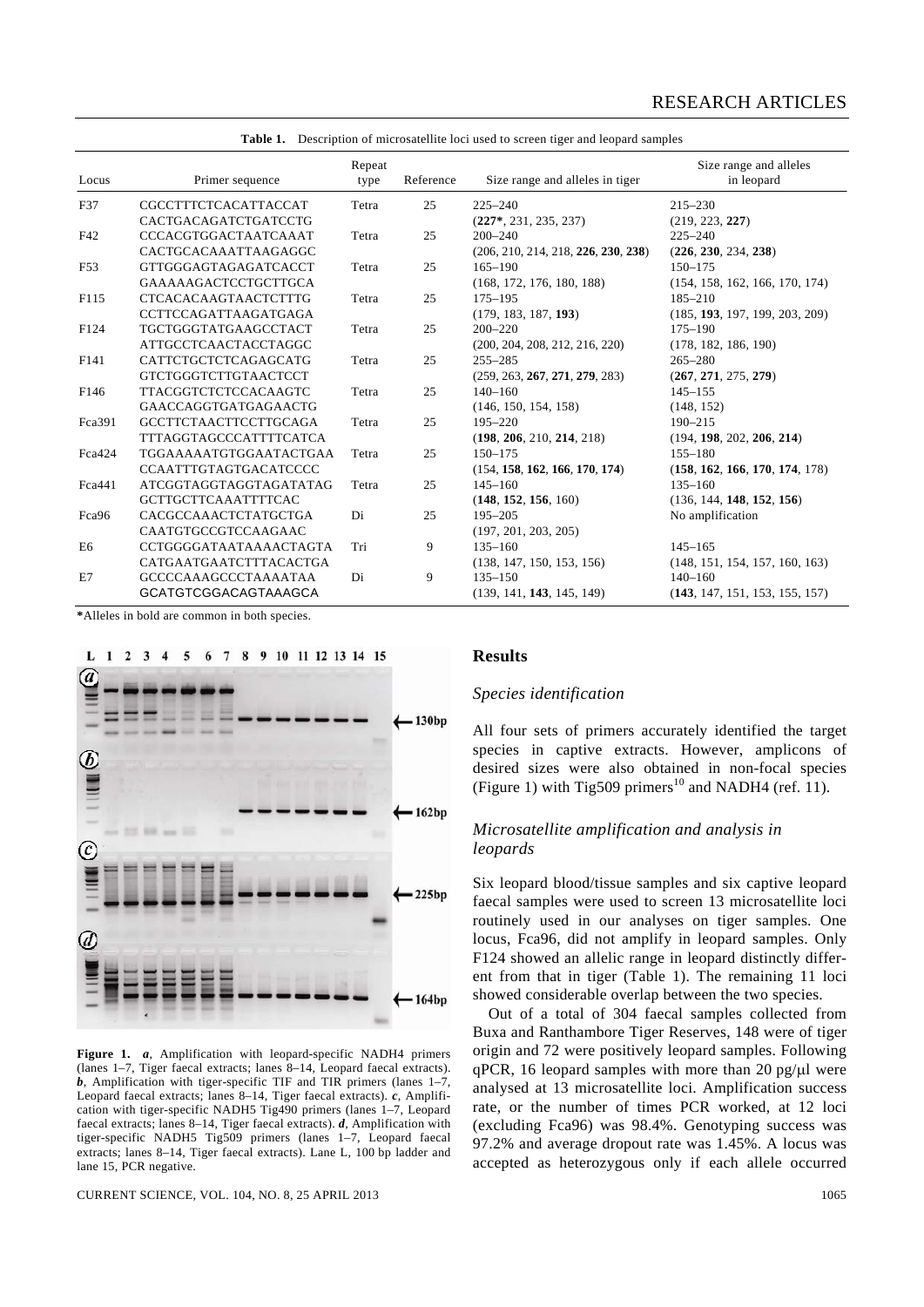**Table 1.** Description of microsatellite loci used to screen tiger and leopard samples

| Locus | Primer sequence | Repeat type | Reference | Size range and alleles in tiger | Size range and alleles in leopard |
|---|---|---|---|---|---|
| F37 | CGCCTTTCTCACATTACCAT<br>CACTGACAGATCTGATCCTG | Tetra | 25 | 225–240<br>(**227***, 231, 235, 237) | 215–230<br>(219, 223, **227**) |
| F42 | CCCACGTGGACTAATCAAAT<br>CACTGCACAAATTAAGAGGC | Tetra | 25 | 200–240<br>(206, 210, 214, 218, **226**, **230**, **238**) | 225–240<br>(**226**, **230**, 234, **238**) |
| F53 | GTTGGGAGTAGAGATCACCT<br>GAAAAAGACTCCTGCTTGCA | Tetra | 25 | 165–190<br>(168, 172, 176, 180, 188) | 150–175<br>(154, 158, 162, 166, 170, 174) |
| F115 | CTCACACAAGTAACTCTTTG<br>CCTTCCAGATTAAGATGAGA | Tetra | 25 | 175–195<br>(179, 183, 187, **193**) | 185–210<br>(185, **193**, 197, 199, 203, 209) |
| F124 | TGCTGGGTATGAAGCCTACT<br>ATTGCCTCAACTACCTAGGC | Tetra | 25 | 200–220<br>(200, 204, 208, 212, 216, 220) | 175–190<br>(178, 182, 186, 190) |
| F141 | CATTCTGCTCTCAGAGCATG<br>GTCTGGGTCTTGTAACTCCT | Tetra | 25 | 255–285<br>(259, 263, **267**, **271**, **279**, 283) | 265–280<br>(**267**, **271**, 275, **279**) |
| F146 | TTACGGTCTCTCCACAAGTC<br>GAACCAGGTGATGAGAACTG | Tetra | 25 | 140–160<br>(146, 150, 154, 158) | 145–155<br>(148, 152) |
| Fca391 | GCCTTCTAACTTCCTTGCAGA<br>TTTAGGTAGCCCATTTTCATCA | Tetra | 25 | 195–220<br>(**198**, **206**, 210, **214**, 218) | 190–215<br>(194, **198**, 202, **206**, **214**) |
| Fca424 | TGGAAAAATGTGGAATACTGAA<br>CCAATTTGTAGTGACATCCCC | Tetra | 25 | 150–175<br>(154, **158**, **162**, **166**, **170**, **174**) | 155–180<br>(**158**, **162**, **166**, **170**, **174**, 178) |
| Fca441 | ATCGGTAGGTAGGTAGATATAG<br>GCTTGCTTCAAATTTTCAC | Tetra | 25 | 145–160<br>(**148**, **152**, **156**, 160) | 135–160<br>(136, 144, **148**, **152**, **156**) |
| Fca96 | CACGCCAAACTCTATGCTGA<br>CAATGTGCCGTCCAAGAAC | Di | 25 | 195–205<br>(197, 201, 203, 205) | No amplification |
| E6 | CCTGGGGATAATAAAACTAGTA<br>CATGAATGAATCTTTACACTGA | Tri | 9 | 135–160<br>(138, 147, 150, 153, 156) | 145–165<br>(148, 151, 154, 157, 160, 163) |
| E7 | GCCCCAAAGCCCTAAAATAA<br>GCATGTCGGACAGTAAAGCA | Di | 9 | 135–150<br>(139, 141, **143**, 145, 149) | 140–160<br>(**143**, 147, 151, 153, 155, 157) |

*Alleles in bold are common in both species.

**Figure 1.** ***a***, Amplification with leopard-specific NADH4 primers (lanes 1–7, Tiger faecal extracts; lanes 8–14, Leopard faecal extracts). ***b***, Amplification with tiger-specific TIF and TIR primers (lanes 1–7, Leopard faecal extracts; lanes 8–14, Tiger faecal extracts). ***c***, Amplification with tiger-specific NADH5 Tig490 primers (lanes 1–7, Leopard faecal extracts; lanes 8–14, Tiger faecal extracts). ***d***, Amplification with tiger-specific NADH5 Tig509 primers (lanes 1–7, Leopard faecal extracts; lanes 8–14, Tiger faecal extracts). Lane L, 100 bp ladder and lane 15, PCR negative.

## Results

### *Species identification*

All four sets of primers accurately identified the target species in captive extracts. However, amplicons of desired sizes were also obtained in non-focal species (Figure 1) with Tig509 primers[10] and NADH4 (ref. 11).

### *Microsatellite amplification and analysis in leopards*

Six leopard blood/tissue samples and six captive leopard faecal samples were used to screen 13 microsatellite loci routinely used in our analyses on tiger samples. One locus, Fca96, did not amplify in leopard samples. Only F124 showed an allelic range in leopard distinctly different from that in tiger (Table 1). The remaining 11 loci showed considerable overlap between the two species.

Out of a total of 304 faecal samples collected from Buxa and Ranthambore Tiger Reserves, 148 were of tiger origin and 72 were positively leopard samples. Following qPCR, 16 leopard samples with more than 20 pg/μl were analysed at 13 microsatellite loci. Amplification success rate, or the number of times PCR worked, at 12 loci (excluding Fca96) was 98.4%. Genotyping success was 97.2% and average dropout rate was 1.45%. A locus was accepted as heterozygous only if each allele occurred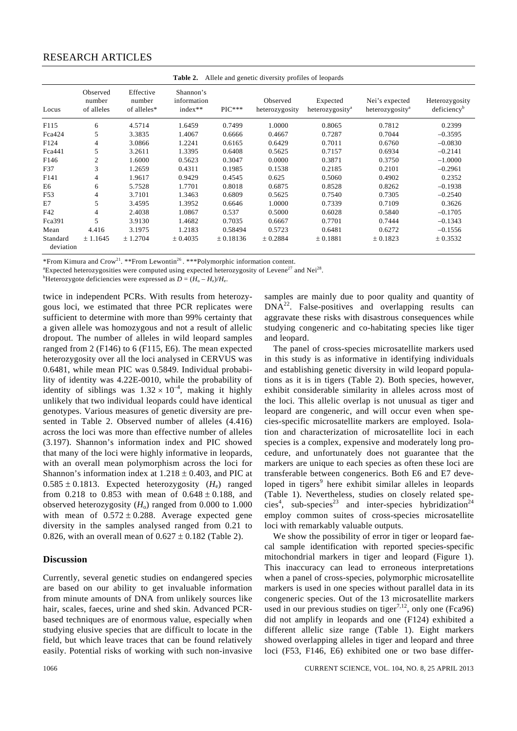**Table 2.** Allele and genetic diversity profiles of leopards

| Locus | Observed number of alleles | Effective number of alleles* | Shannon's information index** | PIC*** | Observed heterozygosity | Expected heterozygosity[a] | Nei's expected heterozygosity[a] | Heterozygosity deficiency[b] |
|---|---|---|---|---|---|---|---|---|
| F115 | 6 | 4.5714 | 1.6459 | 0.7499 | 1.0000 | 0.8065 | 0.7812 | 0.2399 |
| Fca424 | 5 | 3.3835 | 1.4067 | 0.6666 | 0.4667 | 0.7287 | 0.7044 | –0.3595 |
| F124 | 4 | 3.0866 | 1.2241 | 0.6165 | 0.6429 | 0.7011 | 0.6760 | –0.0830 |
| Fca441 | 5 | 3.2611 | 1.3395 | 0.6408 | 0.5625 | 0.7157 | 0.6934 | –0.2141 |
| F146 | 2 | 1.6000 | 0.5623 | 0.3047 | 0.0000 | 0.3871 | 0.3750 | –1.0000 |
| F37 | 3 | 1.2659 | 0.4311 | 0.1985 | 0.1538 | 0.2185 | 0.2101 | –0.2961 |
| F141 | 4 | 1.9617 | 0.9429 | 0.4545 | 0.625 | 0.5060 | 0.4902 | 0.2352 |
| E6 | 6 | 5.7528 | 1.7701 | 0.8018 | 0.6875 | 0.8528 | 0.8262 | –0.1938 |
| F53 | 4 | 3.7101 | 1.3463 | 0.6809 | 0.5625 | 0.7540 | 0.7305 | –0.2540 |
| E7 | 5 | 3.4595 | 1.3952 | 0.6646 | 1.0000 | 0.7339 | 0.7109 | 0.3626 |
| F42 | 4 | 2.4038 | 1.0867 | 0.537 | 0.5000 | 0.6028 | 0.5840 | –0.1705 |
| Fca391 | 5 | 3.9130 | 1.4682 | 0.7035 | 0.6667 | 0.7701 | 0.7444 | –0.1343 |
| Mean | 4.416 | 3.1975 | 1.2183 | 0.58494 | 0.5723 | 0.6481 | 0.6272 | –0.1556 |
| Standard deviation | ± 1.1645 | ± 1.2704 | ± 0.4035 | ± 0.18136 | ± 0.2884 | ± 0.1881 | ± 0.1823 | ± 0.3532 |

*From Kimura and Crow[21]. **From Lewontin[26]. ***Polymorphic information content.

[a]Expected heterozygosities were computed using expected heterozygosity of Levene[27] and Nei[28].

[b]Heterozygote deficiencies were expressed as $D = (H_o - H_e)/H_e$.

twice in independent PCRs. With results from heterozygous loci, we estimated that three PCR replicates were sufficient to determine with more than 99% certainty that a given allele was homozygous and not a result of allelic dropout. The number of alleles in wild leopard samples ranged from 2 (F146) to 6 (F115, E6). The mean expected heterozygosity over all the loci analysed in CERVUS was 0.6481, while mean PIC was 0.5849. Individual probability of identity was 4.22E-0010, while the probability of identity of siblings was $1.32 \times 10^{-4}$, making it highly unlikely that two individual leopards could have identical genotypes. Various measures of genetic diversity are presented in Table 2. Observed number of alleles (4.416) across the loci was more than effective number of alleles (3.197). Shannon's information index and PIC showed that many of the loci were highly informative in leopards, with an overall mean polymorphism across the loci for Shannon's information index at $1.218 \pm 0.403$, and PIC at $0.585 \pm 0.1813$. Expected heterozygosity ($H_e$) ranged from 0.218 to 0.853 with mean of $0.648 \pm 0.188$, and observed heterozygosity ($H_o$) ranged from 0.000 to 1.000 with mean of $0.572 \pm 0.288$. Average expected gene diversity in the samples analysed ranged from 0.21 to 0.826, with an overall mean of $0.627 \pm 0.182$ (Table 2).

## Discussion

Currently, several genetic studies on endangered species are based on our ability to get invaluable information from minute amounts of DNA from unlikely sources like hair, scales, faeces, urine and shed skin. Advanced PCR-based techniques are of enormous value, especially when studying elusive species that are difficult to locate in the field, but which leave traces that can be found relatively easily. Potential risks of working with such non-invasive samples are mainly due to poor quality and quantity of DNA[22]. False-positives and overlapping results can aggravate these risks with disastrous consequences while studying congeneric and co-habitating species like tiger and leopard.

The panel of cross-species microsatellite markers used in this study is as informative in identifying individuals and establishing genetic diversity in wild leopard populations as it is in tigers (Table 2). Both species, however, exhibit considerable similarity in alleles across most of the loci. This allelic overlap is not unusual as tiger and leopard are congeneric, and will occur even when species-specific microsatellite markers are employed. Isolation and characterization of microsatellite loci in each species is a complex, expensive and moderately long procedure, and unfortunately does not guarantee that the markers are unique to each species as often these loci are transferable between congenerics. Both E6 and E7 developed in tigers[9] here exhibit similar alleles in leopards (Table 1). Nevertheless, studies on closely related species[4], sub-species[23] and inter-species hybridization[24] employ common suites of cross-species microsatellite loci with remarkably valuable outputs.

We show the possibility of error in tiger or leopard faecal sample identification with reported species-specific mitochondrial markers in tiger and leopard (Figure 1). This inaccuracy can lead to erroneous interpretations when a panel of cross-species, polymorphic microsatellite markers is used in one species without parallel data in its congeneric species. Out of the 13 microsatellite markers used in our previous studies on tiger[7,12], only one (Fca96) did not amplify in leopards and one (F124) exhibited a different allelic size range (Table 1). Eight markers showed overlapping alleles in tiger and leopard and three loci (F53, F146, E6) exhibited one or two base differ-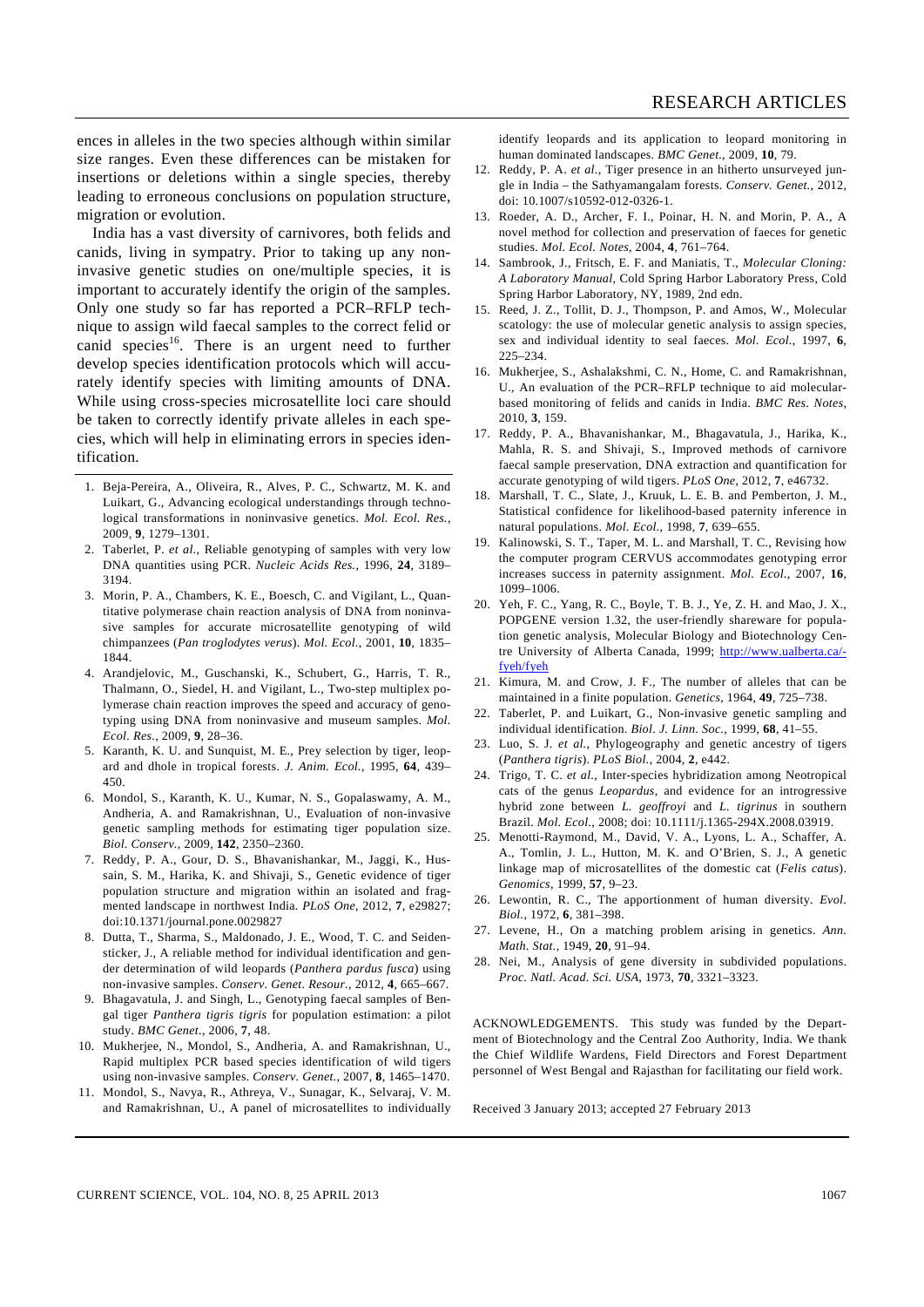ences in alleles in the two species although within similar size ranges. Even these differences can be mistaken for insertions or deletions within a single species, thereby leading to erroneous conclusions on population structure, migration or evolution.

India has a vast diversity of carnivores, both felids and canids, living in sympatry. Prior to taking up any non-invasive genetic studies on one/multiple species, it is important to accurately identify the origin of the samples. Only one study so far has reported a PCR–RFLP technique to assign wild faecal samples to the correct felid or canid species[16]. There is an urgent need to further develop species identification protocols which will accurately identify species with limiting amounts of DNA. While using cross-species microsatellite loci care should be taken to correctly identify private alleles in each species, which will help in eliminating errors in species identification.

1. Beja-Pereira, A., Oliveira, R., Alves, P. C., Schwartz, M. K. and Luikart, G., Advancing ecological understandings through technological transformations in noninvasive genetics. *Mol. Ecol. Res.*, 2009, **9**, 1279–1301.
2. Taberlet, P. *et al.*, Reliable genotyping of samples with very low DNA quantities using PCR. *Nucleic Acids Res.*, 1996, **24**, 3189–3194.
3. Morin, P. A., Chambers, K. E., Boesch, C. and Vigilant, L., Quantitative polymerase chain reaction analysis of DNA from noninvasive samples for accurate microsatellite genotyping of wild chimpanzees (*Pan troglodytes verus*). *Mol. Ecol.*, 2001, **10**, 1835–1844.
4. Arandjelovic, M., Guschanski, K., Schubert, G., Harris, T. R., Thalmann, O., Siedel, H. and Vigilant, L., Two-step multiplex polymerase chain reaction improves the speed and accuracy of genotyping using DNA from noninvasive and museum samples. *Mol. Ecol. Res.*, 2009, **9**, 28–36.
5. Karanth, K. U. and Sunquist, M. E., Prey selection by tiger, leopard and dhole in tropical forests. *J. Anim. Ecol.*, 1995, **64**, 439–450.
6. Mondol, S., Karanth, K. U., Kumar, N. S., Gopalaswamy, A. M., Andheria, A. and Ramakrishnan, U., Evaluation of non-invasive genetic sampling methods for estimating tiger population size. *Biol. Conserv.*, 2009, **142**, 2350–2360.
7. Reddy, P. A., Gour, D. S., Bhavanishankar, M., Jaggi, K., Hussain, S. M., Harika, K. and Shivaji, S., Genetic evidence of tiger population structure and migration within an isolated and fragmented landscape in northwest India. *PLoS One*, 2012, **7**, e29827; doi:10.1371/journal.pone.0029827
8. Dutta, T., Sharma, S., Maldonado, J. E., Wood, T. C. and Seidensticker, J., A reliable method for individual identification and gender determination of wild leopards (*Panthera pardus fusca*) using non-invasive samples. *Conserv. Genet. Resour.*, 2012, **4**, 665–667.
9. Bhagavatula, J. and Singh, L., Genotyping faecal samples of Bengal tiger *Panthera tigris tigris* for population estimation: a pilot study. *BMC Genet.*, 2006, **7**, 48.
10. Mukherjee, N., Mondol, S., Andheria, A. and Ramakrishnan, U., Rapid multiplex PCR based species identification of wild tigers using non-invasive samples. *Conserv. Genet.*, 2007, **8**, 1465–1470.
11. Mondol, S., Navya, R., Athreya, V., Sunagar, K., Selvaraj, V. M. and Ramakrishnan, U., A panel of microsatellites to individually identify leopards and its application to leopard monitoring in human dominated landscapes. *BMC Genet.*, 2009, **10**, 79.
12. Reddy, P. A. *et al.*, Tiger presence in an hitherto unsurveyed jungle in India – the Sathyamangalam forests. *Conserv. Genet.*, 2012, doi: 10.1007/s10592-012-0326-1.
13. Roeder, A. D., Archer, F. I., Poinar, H. N. and Morin, P. A., A novel method for collection and preservation of faeces for genetic studies. *Mol. Ecol. Notes*, 2004, **4**, 761–764.
14. Sambrook, J., Fritsch, E. F. and Maniatis, T., *Molecular Cloning: A Laboratory Manual*, Cold Spring Harbor Laboratory Press, Cold Spring Harbor Laboratory, NY, 1989, 2nd edn.
15. Reed, J. Z., Tollit, D. J., Thompson, P. and Amos, W., Molecular scatology: the use of molecular genetic analysis to assign species, sex and individual identity to seal faeces. *Mol. Ecol.*, 1997, **6**, 225–234.
16. Mukherjee, S., Ashalakshmi, C. N., Home, C. and Ramakrishnan, U., An evaluation of the PCR–RFLP technique to aid molecular-based monitoring of felids and canids in India. *BMC Res. Notes*, 2010, **3**, 159.
17. Reddy, P. A., Bhavanishankar, M., Bhagavatula, J., Harika, K., Mahla, R. S. and Shivaji, S., Improved methods of carnivore faecal sample preservation, DNA extraction and quantification for accurate genotyping of wild tigers. *PLoS One*, 2012, **7**, e46732.
18. Marshall, T. C., Slate, J., Kruuk, L. E. B. and Pemberton, J. M., Statistical confidence for likelihood-based paternity inference in natural populations. *Mol. Ecol.*, 1998, **7**, 639–655.
19. Kalinowski, S. T., Taper, M. L. and Marshall, T. C., Revising how the computer program CERVUS accommodates genotyping error increases success in paternity assignment. *Mol. Ecol.*, 2007, **16**, 1099–1006.
20. Yeh, F. C., Yang, R. C., Boyle, T. B. J., Ye, Z. H. and Mao, J. X., POPGENE version 1.32, the user-friendly shareware for population genetic analysis, Molecular Biology and Biotechnology Centre University of Alberta Canada, 1999; http://www.ualberta.ca/-fyeh/fyeh
21. Kimura, M. and Crow, J. F., The number of alleles that can be maintained in a finite population. *Genetics*, 1964, **49**, 725–738.
22. Taberlet, P. and Luikart, G., Non-invasive genetic sampling and individual identification. *Biol. J. Linn. Soc.*, 1999, **68**, 41–55.
23. Luo, S. J. *et al.*, Phylogeography and genetic ancestry of tigers (*Panthera tigris*). *PLoS Biol.*, 2004, **2**, e442.
24. Trigo, T. C. *et al.*, Inter-species hybridization among Neotropical cats of the genus *Leopardus*, and evidence for an introgressive hybrid zone between *L. geoffroyi* and *L. tigrinus* in southern Brazil. *Mol. Ecol.*, 2008; doi: 10.1111/j.1365-294X.2008.03919.
25. Menotti-Raymond, M., David, V. A., Lyons, L. A., Schaffer, A. A., Tomlin, J. L., Hutton, M. K. and O'Brien, S. J., A genetic linkage map of microsatellites of the domestic cat (*Felis catus*). *Genomics*, 1999, **57**, 9–23.
26. Lewontin, R. C., The apportionment of human diversity. *Evol. Biol.*, 1972, **6**, 381–398.
27. Levene, H., On a matching problem arising in genetics. *Ann. Math. Stat.*, 1949, **20**, 91–94.
28. Nei, M., Analysis of gene diversity in subdivided populations. *Proc. Natl. Acad. Sci. USA*, 1973, **70**, 3321–3323.

ACKNOWLEDGEMENTS. This study was funded by the Department of Biotechnology and the Central Zoo Authority, India. We thank the Chief Wildlife Wardens, Field Directors and Forest Department personnel of West Bengal and Rajasthan for facilitating our field work.

Received 3 January 2013; accepted 27 February 2013